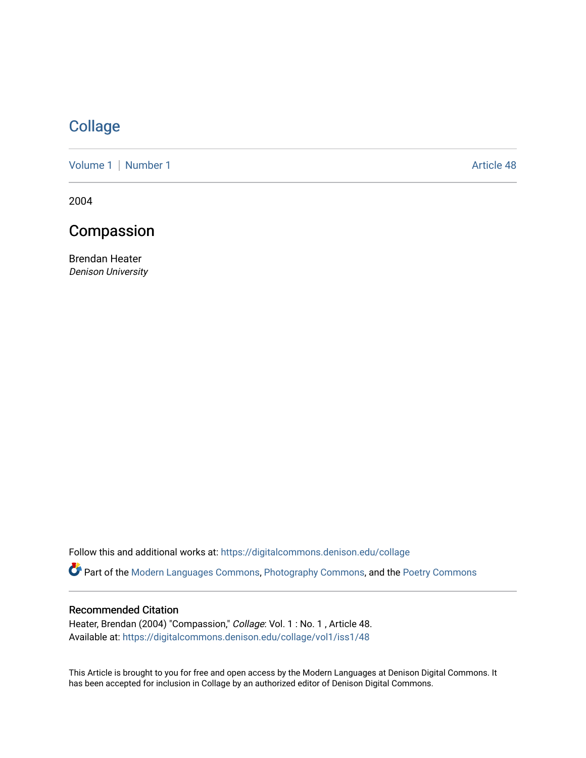# Collage

Volume 1 | Number 1 Article 48

2004

## Compassion

Brendan Heater
*Denison University*

Follow this and additional works at: https://digitalcommons.denison.edu/collage

Part of the Modern Languages Commons, Photography Commons, and the Poetry Commons

### Recommended Citation

Heater, Brendan (2004) "Compassion," *Collage*: Vol. 1 : No. 1 , Article 48.
Available at: https://digitalcommons.denison.edu/collage/vol1/iss1/48

This Article is brought to you for free and open access by the Modern Languages at Denison Digital Commons. It has been accepted for inclusion in Collage by an authorized editor of Denison Digital Commons.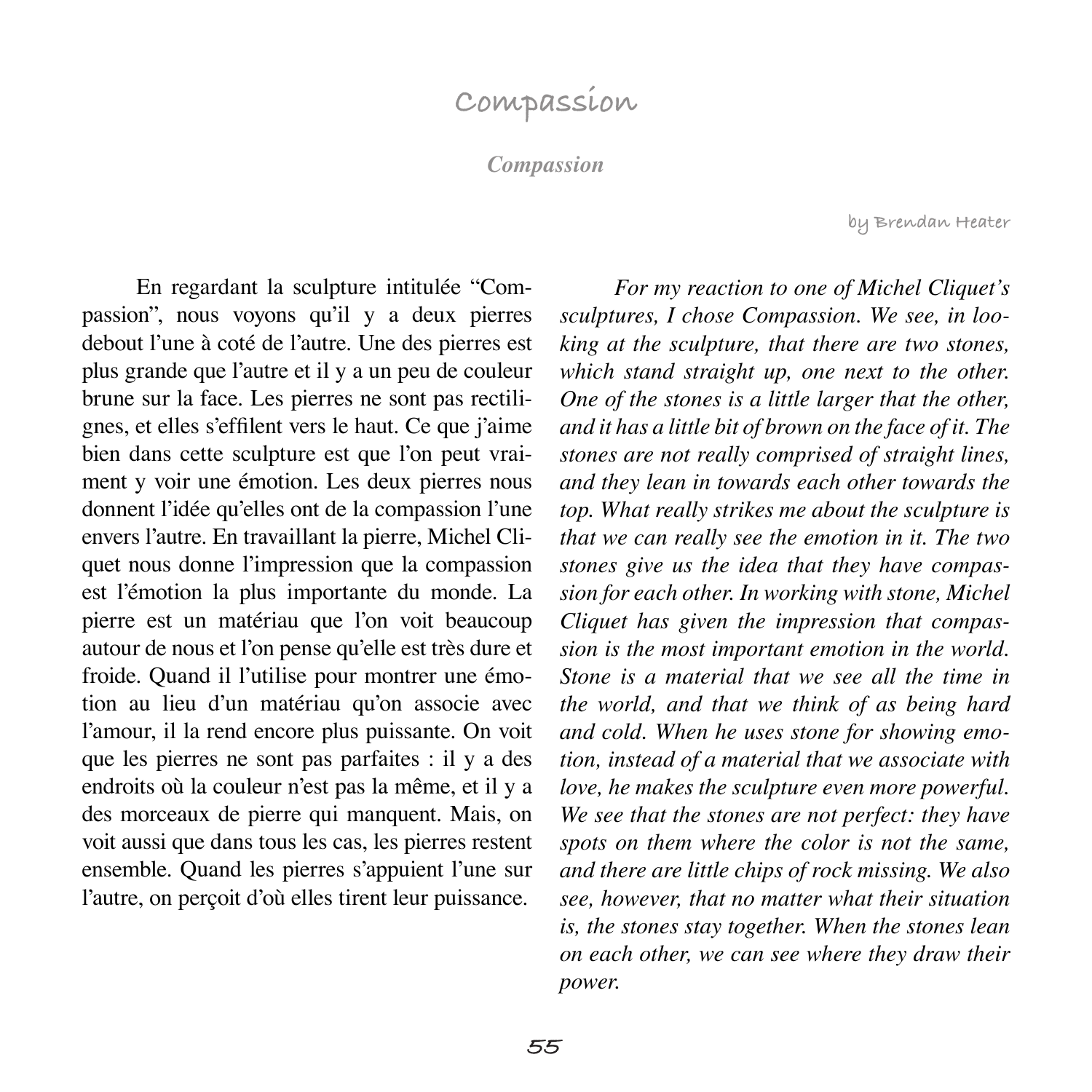# Compassion

***Compassion***

by Brendan Heater

En regardant la sculpture intitulée "Compassion", nous voyons qu'il y a deux pierres debout l'une à coté de l'autre. Une des pierres est plus grande que l'autre et il y a un peu de couleur brune sur la face. Les pierres ne sont pas rectilignes, et elles s'effilent vers le haut. Ce que j'aime bien dans cette sculpture est que l'on peut vraiment y voir une émotion. Les deux pierres nous donnent l'idée qu'elles ont de la compassion l'une envers l'autre. En travaillant la pierre, Michel Cliquet nous donne l'impression que la compassion est l'émotion la plus importante du monde. La pierre est un matériau que l'on voit beaucoup autour de nous et l'on pense qu'elle est très dure et froide. Quand il l'utilise pour montrer une émotion au lieu d'un matériau qu'on associe avec l'amour, il la rend encore plus puissante. On voit que les pierres ne sont pas parfaites : il y a des endroits où la couleur n'est pas la même, et il y a des morceaux de pierre qui manquent. Mais, on voit aussi que dans tous les cas, les pierres restent ensemble. Quand les pierres s'appuient l'une sur l'autre, on perçoit d'où elles tirent leur puissance.

*For my reaction to one of Michel Cliquet's sculptures, I chose Compassion. We see, in looking at the sculpture, that there are two stones, which stand straight up, one next to the other. One of the stones is a little larger that the other, and it has a little bit of brown on the face of it. The stones are not really comprised of straight lines, and they lean in towards each other towards the top. What really strikes me about the sculpture is that we can really see the emotion in it. The two stones give us the idea that they have compassion for each other. In working with stone, Michel Cliquet has given the impression that compassion is the most important emotion in the world. Stone is a material that we see all the time in the world, and that we think of as being hard and cold. When he uses stone for showing emotion, instead of a material that we associate with love, he makes the sculpture even more powerful. We see that the stones are not perfect: they have spots on them where the color is not the same, and there are little chips of rock missing. We also see, however, that no matter what their situation is, the stones stay together. When the stones lean on each other, we can see where they draw their power.*